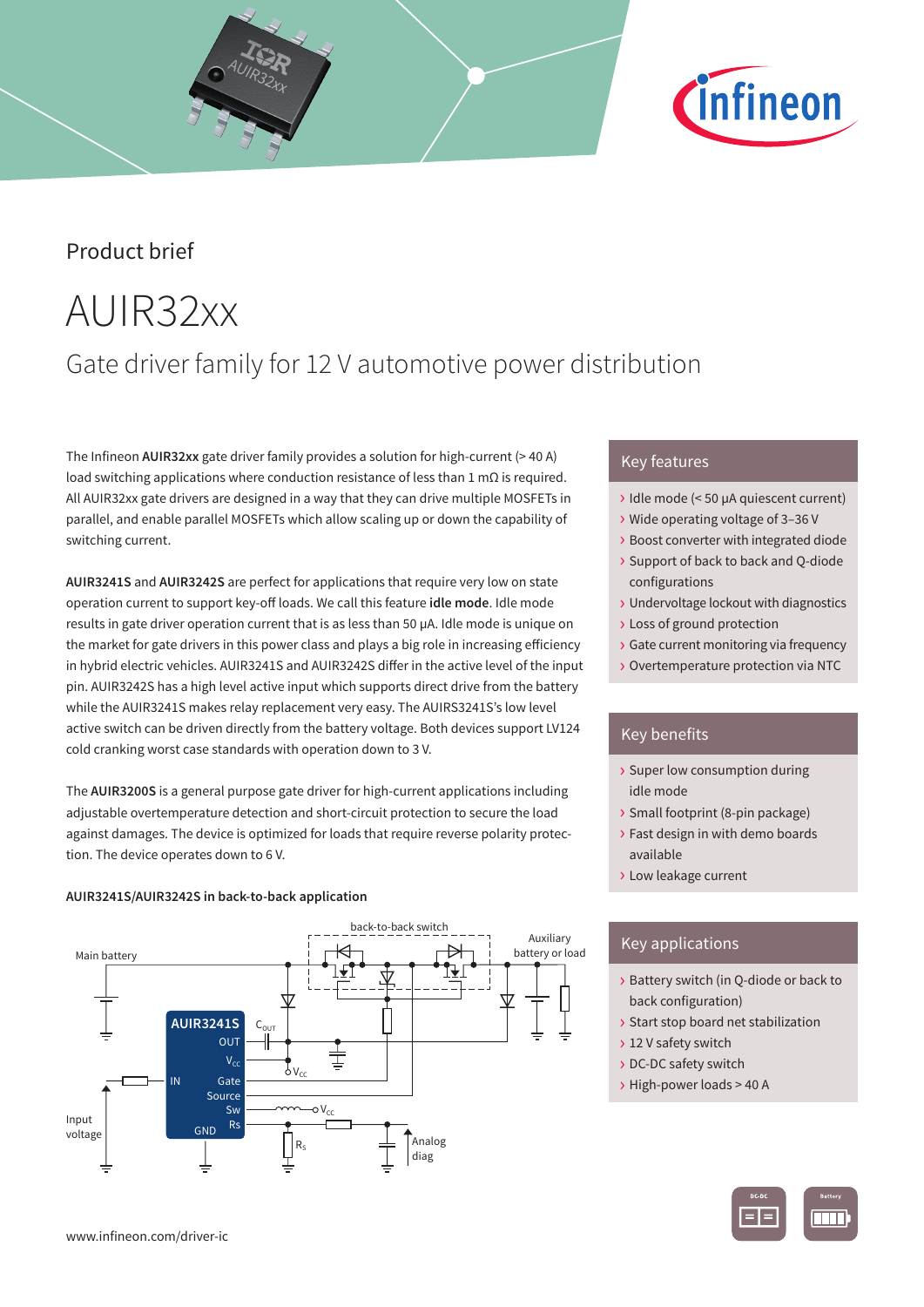Product brief

# AUIR32xx

## Gate driver family for 12 V automotive power distribution

The Infineon **AUIR32xx** gate driver family provides a solution for high-current (> 40 A) load switching applications where conduction resistance of less than 1 mΩ is required. All AUIR32xx gate drivers are designed in a way that they can drive multiple MOSFETs in parallel, and enable parallel MOSFETs which allow scaling up or down the capability of switching current.

**AUIR3241S** and **AUIR3242S** are perfect for applications that require very low on state operation current to support key-off loads. We call this feature **idle mode**. Idle mode results in gate driver operation current that is as less than 50 µA. Idle mode is unique on the market for gate drivers in this power class and plays a big role in increasing efficiency in hybrid electric vehicles. AUIR3241S and AUIR3242S differ in the active level of the input pin. AUIR3242S has a high level active input which supports direct drive from the battery while the AUIR3241S makes relay replacement very easy. The AUIRS3241S's low level active switch can be driven directly from the battery voltage. Both devices support LV124 cold cranking worst case standards with operation down to 3 V.

The **AUIR3200S** is a general purpose gate driver for high-current applications including adjustable overtemperature detection and short-circuit protection to secure the load against damages. The device is optimized for loads that require reverse polarity protection. The device operates down to 6 V.

**AUIR3241S/AUIR3242S in back-to-back application**

## Key features

- Idle mode (< 50 µA quiescent current)
- Wide operating voltage of 3–36 V
- Boost converter with integrated diode
- Support of back to back and Q-diode configurations
- Undervoltage lockout with diagnostics
- Loss of ground protection
- Gate current monitoring via frequency
- Overtemperature protection via NTC

## Key benefits

- Super low consumption during idle mode
- Small footprint (8-pin package)
- Fast design in with demo boards available
- Low leakage current

## Key applications

- Battery switch (in Q-diode or back to back configuration)
- Start stop board net stabilization
- 12 V safety switch
- DC-DC safety switch
- High-power loads > 40 A

www.infineon.com/driver-ic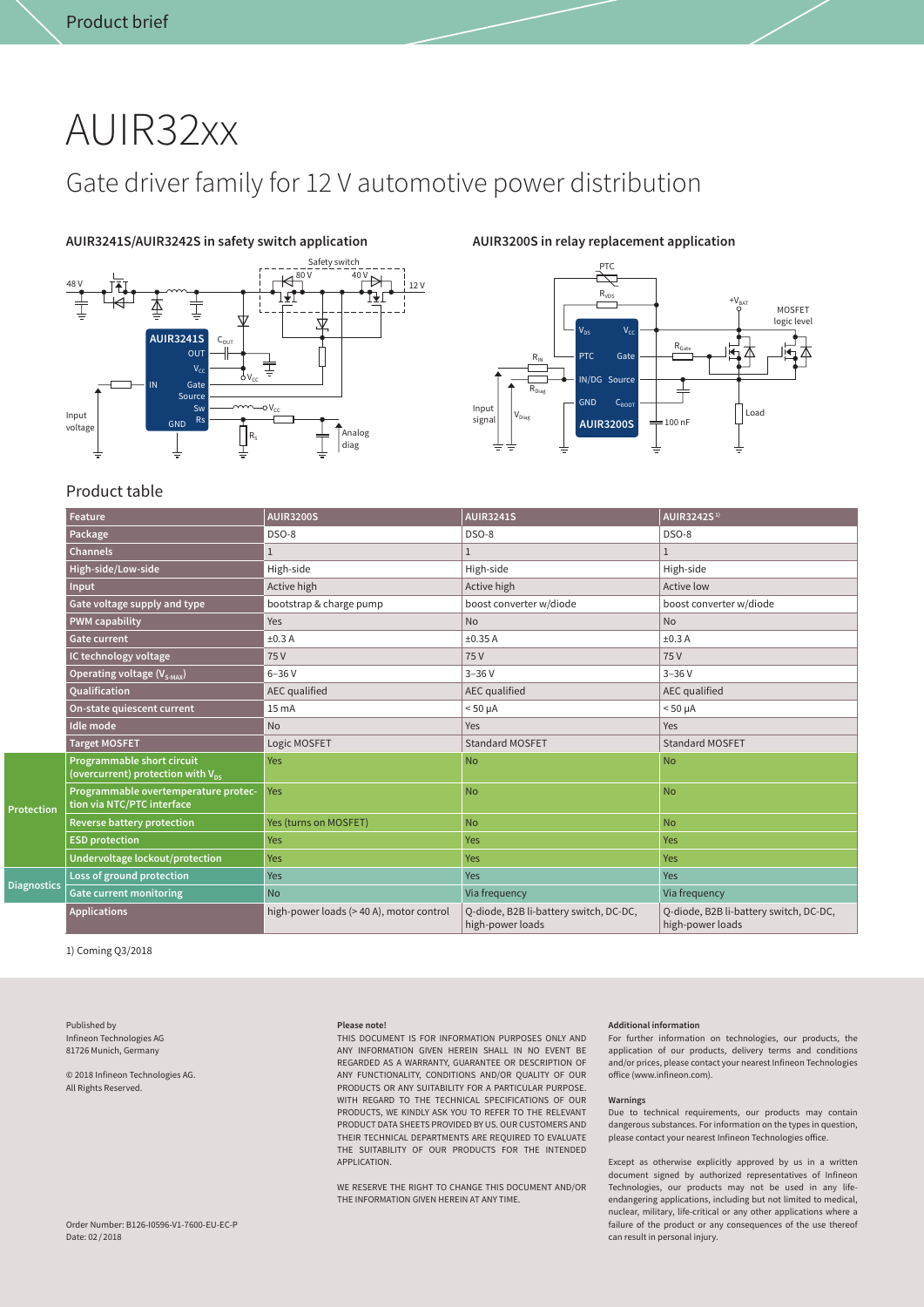# AUIR32xx

## Gate driver family for 12 V automotive power distribution

**AUIR3241S/AUIR3242S in safety switch application**

48 V
Safety switch
80 V
40 V
12 V
AUIR3241S
$C_{OUT}$
OUT
$V_{CC}$
$V_{CC}$
IN
Gate
Source
Sw
Rs
GND
$V_{CC}$
Input voltage
$R_S$
Analog diag

**AUIR3200S in relay replacement application**

PTC
$R_{VDS}$
$V_{DS}$
$V_{CC}$
$+V_{BAT}$
MOSFET logic level
$R_{IN}$
PTC
Gate
$R_{Gate}$
IN/DG
Source
$R_{Diag}$
Input signal
$V_{Diag}$
GND
$C_{BOOT}$
AUIR3200S
100 nF
Load

## Product table

| | Feature | AUIR3200S | AUIR3241S | AUIR3242S[1] |
|---|---|---|---|---|
| | Package | DSO-8 | DSO-8 | DSO-8 |
| | Channels | 1 | 1 | 1 |
| | High-side/Low-side | High-side | High-side | High-side |
| | Input | Active high | Active high | Active low |
| | Gate voltage supply and type | bootstrap & charge pump | boost converter w/diode | boost converter w/diode |
| | PWM capability | Yes | No | No |
| | Gate current | ±0.3 A | ±0.35 A | ±0.3 A |
| | IC technology voltage | 75 V | 75 V | 75 V |
| | Operating voltage ($V_{S\_MAX}$) | 6–36 V | 3–36 V | 3–36 V |
| | Qualification | AEC qualified | AEC qualified | AEC qualified |
| | On-state quiescent current | 15 mA | < 50 µA | < 50 µA |
| | Idle mode | No | Yes | Yes |
| | Target MOSFET | Logic MOSFET | Standard MOSFET | Standard MOSFET |
| Protection | Programmable short circuit (overcurrent) protection with $V_{DS}$ | Yes | No | No |
| Protection | Programmable overtemperature protection via NTC/PTC interface | Yes | No | No |
| Protection | Reverse battery protection | Yes (turns on MOSFET) | No | No |
| Protection | ESD protection | Yes | Yes | Yes |
| Protection | Undervoltage lockout/protection | Yes | Yes | Yes |
| Diagnostics | Loss of ground protection | Yes | Yes | Yes |
| Diagnostics | Gate current monitoring | No | Via frequency | Via frequency |
| | Applications | high-power loads (> 40 A), motor control | Q-diode, B2B li-battery switch, DC-DC, high-power loads | Q-diode, B2B li-battery switch, DC-DC, high-power loads |

1) Coming Q3/2018

Published by
Infineon Technologies AG
81726 Munich, Germany

© 2018 Infineon Technologies AG.
All Rights Reserved.

Order Number: B126-I0596-V1-7600-EU-EC-P
Date: 02 / 2018

**Please note!**
THIS DOCUMENT IS FOR INFORMATION PURPOSES ONLY AND ANY INFORMATION GIVEN HEREIN SHALL IN NO EVENT BE REGARDED AS A WARRANTY, GUARANTEE OR DESCRIPTION OF ANY FUNCTIONALITY, CONDITIONS AND/OR QUALITY OF OUR PRODUCTS OR ANY SUITABILITY FOR A PARTICULAR PURPOSE. WITH REGARD TO THE TECHNICAL SPECIFICATIONS OF OUR PRODUCTS, WE KINDLY ASK YOU TO REFER TO THE RELEVANT PRODUCT DATA SHEETS PROVIDED BY US. OUR CUSTOMERS AND THEIR TECHNICAL DEPARTMENTS ARE REQUIRED TO EVALUATE THE SUITABILITY OF OUR PRODUCTS FOR THE INTENDED APPLICATION.

WE RESERVE THE RIGHT TO CHANGE THIS DOCUMENT AND/OR THE INFORMATION GIVEN HEREIN AT ANY TIME.

**Additional information**
For further information on technologies, our products, the application of our products, delivery terms and conditions and/or prices, please contact your nearest Infineon Technologies office (www.infineon.com).

**Warnings**
Due to technical requirements, our products may contain dangerous substances. For information on the types in question, please contact your nearest Infineon Technologies office.

Except as otherwise explicitly approved by us in a written document signed by authorized representatives of Infineon Technologies, our products may not be used in any life-endangering applications, including but not limited to medical, nuclear, military, life-critical or any other applications where a failure of the product or any consequences of the use thereof can result in personal injury.